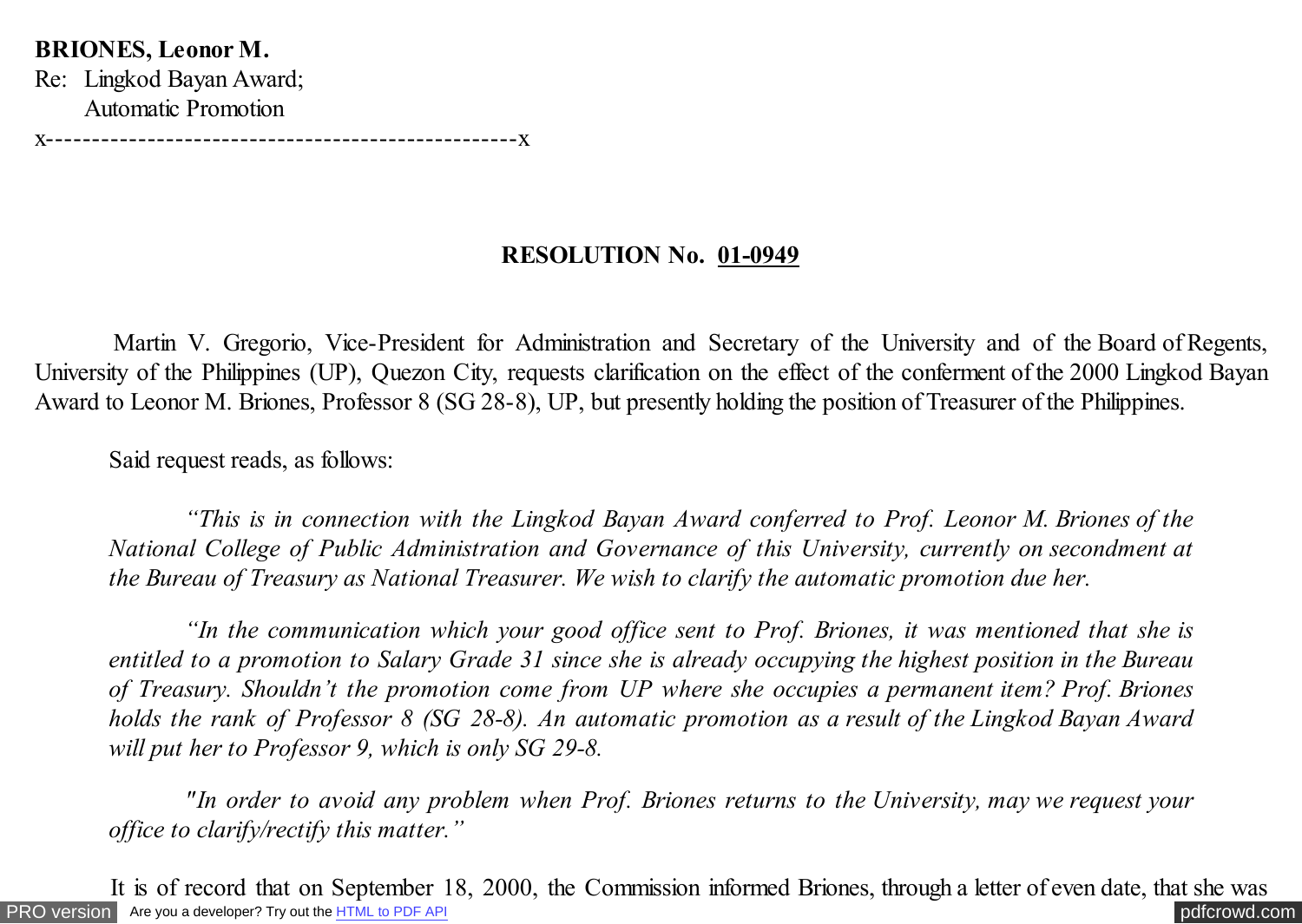**BRIONES, Leonor M.**
Re: Lingkod Bayan Award;
Automatic Promotion
x---------------------------------------------------x

**RESOLUTION No. 01-0949**

Martin V. Gregorio, Vice-President for Administration and Secretary of the University and of the Board of Regents, University of the Philippines (UP), Quezon City, requests clarification on the effect of the conferment of the 2000 Lingkod Bayan Award to Leonor M. Briones, Professor 8 (SG 28-8), UP, but presently holding the position of Treasurer of the Philippines.

Said request reads, as follows:

> *"This is in connection with the Lingkod Bayan Award conferred to Prof. Leonor M. Briones of the National College of Public Administration and Governance of this University, currently on secondment at the Bureau of Treasury as National Treasurer. We wish to clarify the automatic promotion due her.*
>
> *"In the communication which your good office sent to Prof. Briones, it was mentioned that she is entitled to a promotion to Salary Grade 31 since she is already occupying the highest position in the Bureau of Treasury. Shouldn't the promotion come from UP where she occupies a permanent item? Prof. Briones holds the rank of Professor 8 (SG 28-8). An automatic promotion as a result of the Lingkod Bayan Award will put her to Professor 9, which is only SG 29-8.*
>
> *"In order to avoid any problem when Prof. Briones returns to the University, may we request your office to clarify/rectify this matter."*

It is of record that on September 18, 2000, the Commission informed Briones, through a letter of even date, that she was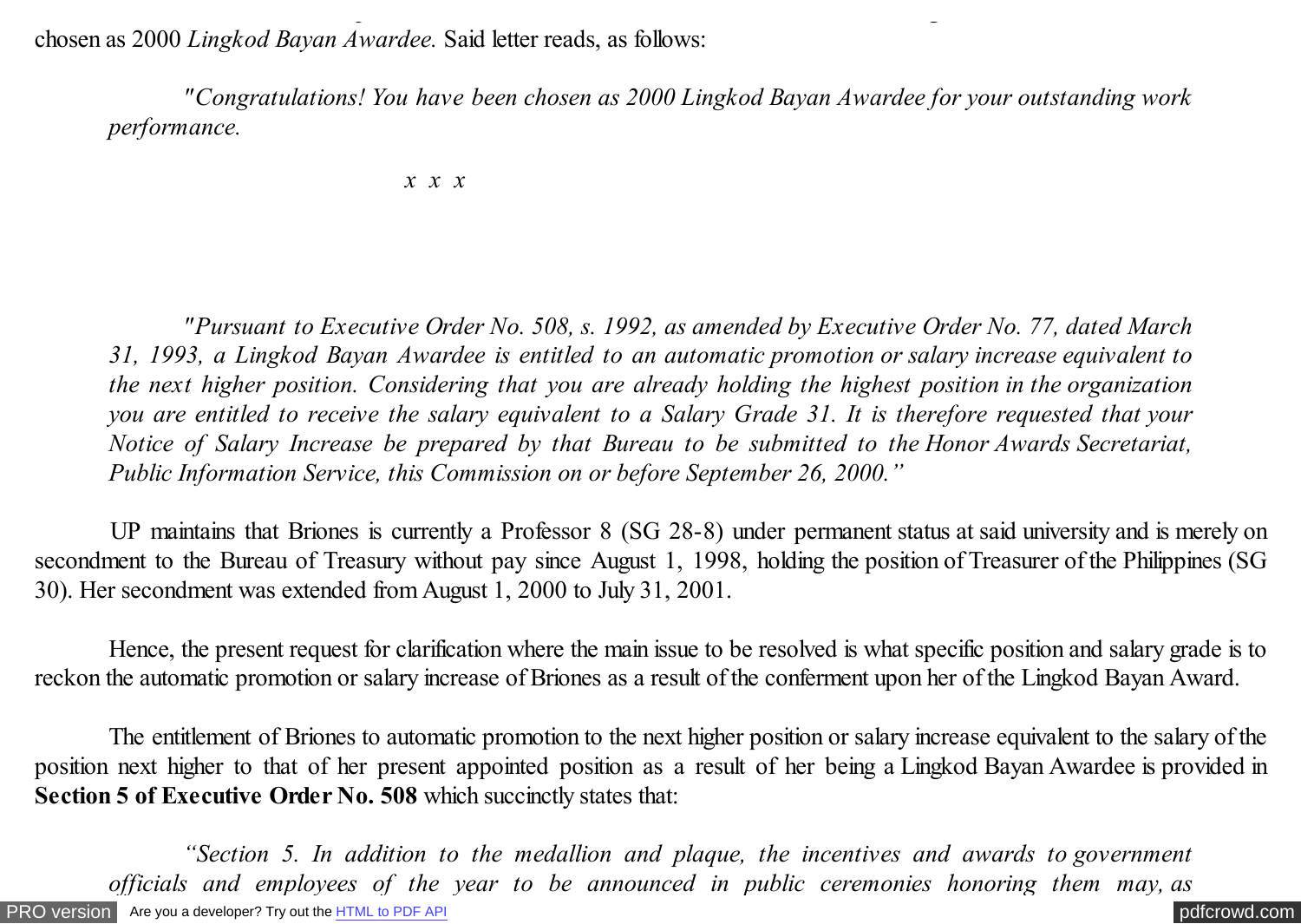chosen as 2000 *Lingkod Bayan Awardee.* Said letter reads, as follows:

> *"Congratulations! You have been chosen as 2000 Lingkod Bayan Awardee for your outstanding work performance.*
>
> *x x x*
>
> *"Pursuant to Executive Order No. 508, s. 1992, as amended by Executive Order No. 77, dated March 31, 1993, a Lingkod Bayan Awardee is entitled to an automatic promotion or salary increase equivalent to the next higher position. Considering that you are already holding the highest position in the organization you are entitled to receive the salary equivalent to a Salary Grade 31. It is therefore requested that your Notice of Salary Increase be prepared by that Bureau to be submitted to the Honor Awards Secretariat, Public Information Service, this Commission on or before September 26, 2000."*

UP maintains that Briones is currently a Professor 8 (SG 28-8) under permanent status at said university and is merely on secondment to the Bureau of Treasury without pay since August 1, 1998, holding the position of Treasurer of the Philippines (SG 30). Her secondment was extended from August 1, 2000 to July 31, 2001.

Hence, the present request for clarification where the main issue to be resolved is what specific position and salary grade is to reckon the automatic promotion or salary increase of Briones as a result of the conferment upon her of the Lingkod Bayan Award.

The entitlement of Briones to automatic promotion to the next higher position or salary increase equivalent to the salary of the position next higher to that of her present appointed position as a result of her being a Lingkod Bayan Awardee is provided in **Section 5 of Executive Order No. 508** which succinctly states that:

> *"Section 5. In addition to the medallion and plaque, the incentives and awards to government officials and employees of the year to be announced in public ceremonies honoring them may, as*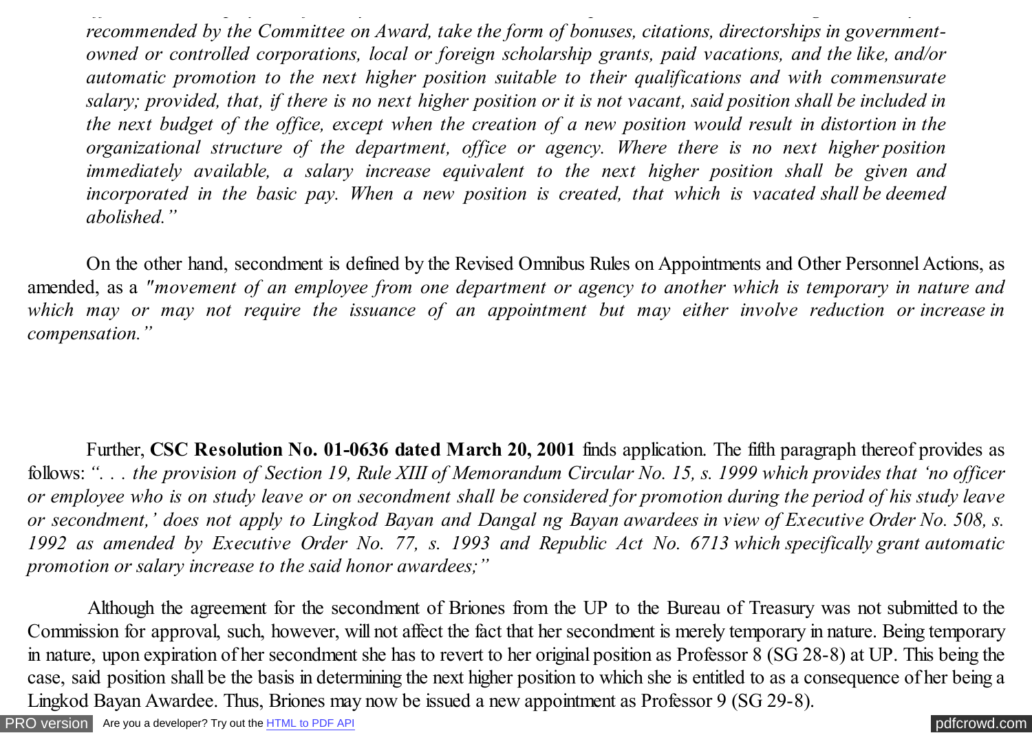*recommended by the Committee on Award, take the form of bonuses, citations, directorships in government-owned or controlled corporations, local or foreign scholarship grants, paid vacations, and the like, and/or automatic promotion to the next higher position suitable to their qualifications and with commensurate salary; provided, that, if there is no next higher position or it is not vacant, said position shall be included in the next budget of the office, except when the creation of a new position would result in distortion in the organizational structure of the department, office or agency. Where there is no next higher position immediately available, a salary increase equivalent to the next higher position shall be given and incorporated in the basic pay. When a new position is created, that which is vacated shall be deemed abolished."*

On the other hand, secondment is defined by the Revised Omnibus Rules on Appointments and Other Personnel Actions, as amended, as a *"movement of an employee from one department or agency to another which is temporary in nature and which may or may not require the issuance of an appointment but may either involve reduction or increase in compensation."*

Further, **CSC Resolution No. 01-0636 dated March 20, 2001** finds application. The fifth paragraph thereof provides as follows: *". . . the provision of Section 19, Rule XIII of Memorandum Circular No. 15, s. 1999 which provides that 'no officer or employee who is on study leave or on secondment shall be considered for promotion during the period of his study leave or secondment,' does not apply to Lingkod Bayan and Dangal ng Bayan awardees in view of Executive Order No. 508, s. 1992 as amended by Executive Order No. 77, s. 1993 and Republic Act No. 6713 which specifically grant automatic promotion or salary increase to the said honor awardees;"*

Although the agreement for the secondment of Briones from the UP to the Bureau of Treasury was not submitted to the Commission for approval, such, however, will not affect the fact that her secondment is merely temporary in nature. Being temporary in nature, upon expiration of her secondment she has to revert to her original position as Professor 8 (SG 28-8) at UP. This being the case, said position shall be the basis in determining the next higher position to which she is entitled to as a consequence of her being a Lingkod Bayan Awardee. Thus, Briones may now be issued a new appointment as Professor 9 (SG 29-8).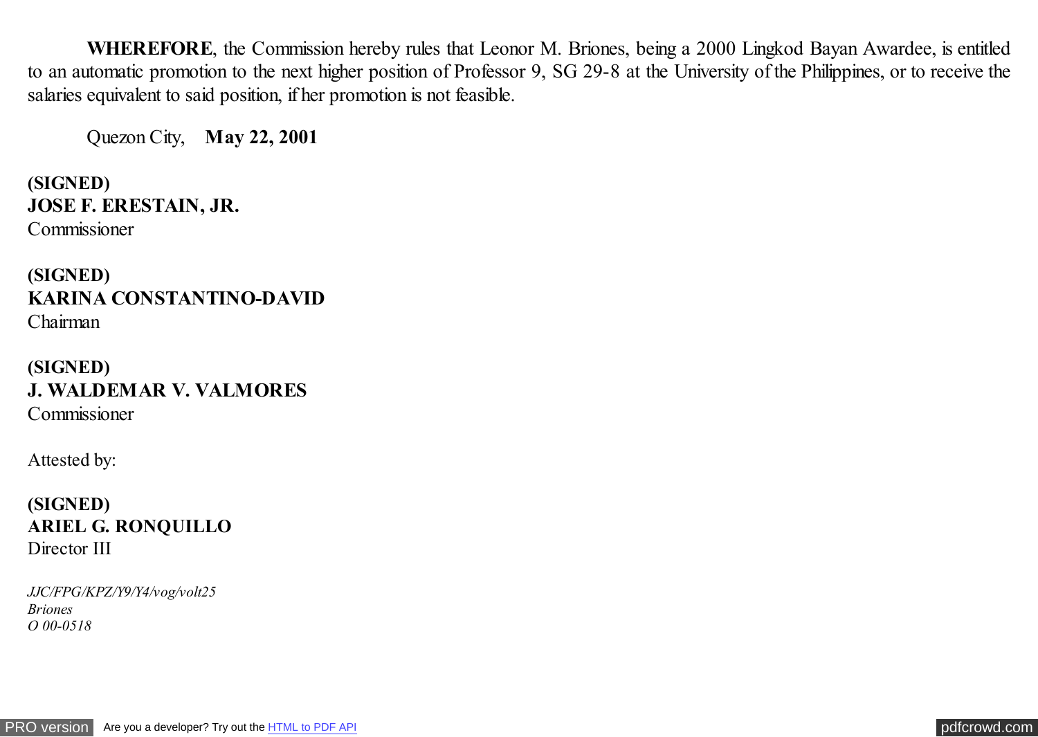**WHEREFORE**, the Commission hereby rules that Leonor M. Briones, being a 2000 Lingkod Bayan Awardee, is entitled to an automatic promotion to the next higher position of Professor 9, SG 29-8 at the University of the Philippines, or to receive the salaries equivalent to said position, if her promotion is not feasible.

Quezon City, **May 22, 2001**

**(SIGNED)**
**JOSE F. ERESTAIN, JR.**
Commissioner

**(SIGNED)**
**KARINA CONSTANTINO-DAVID**
Chairman

**(SIGNED)**
**J. WALDEMAR V. VALMORES**
Commissioner

Attested by:

**(SIGNED)**
**ARIEL G. RONQUILLO**
Director III

*JJC/FPG/KPZ/Y9/Y4/vog/volt25*
*Briones*
*O 00-0518*